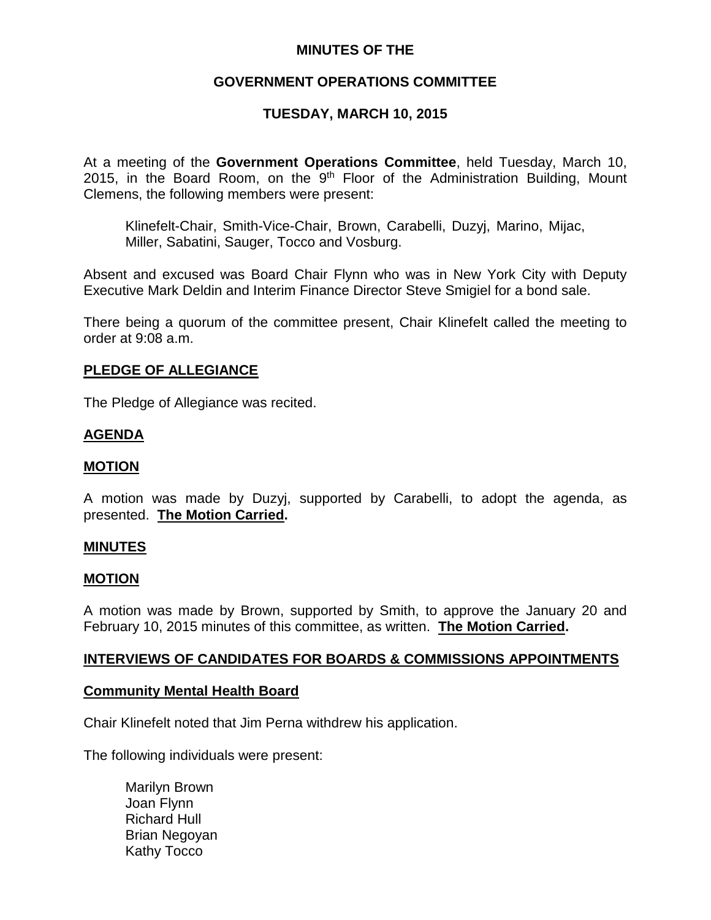**MINUTES OF THE**

**GOVERNMENT OPERATIONS COMMITTEE**

**TUESDAY, MARCH 10, 2015**

At a meeting of the **Government Operations Committee**, held Tuesday, March 10, 2015, in the Board Room, on the 9th Floor of the Administration Building, Mount Clemens, the following members were present:

> Klinefelt-Chair, Smith-Vice-Chair, Brown, Carabelli, Duzyj, Marino, Mijac, Miller, Sabatini, Sauger, Tocco and Vosburg.

Absent and excused was Board Chair Flynn who was in New York City with Deputy Executive Mark Deldin and Interim Finance Director Steve Smigiel for a bond sale.

There being a quorum of the committee present, Chair Klinefelt called the meeting to order at 9:08 a.m.

**PLEDGE OF ALLEGIANCE**

The Pledge of Allegiance was recited.

**AGENDA**

**MOTION**

A motion was made by Duzyj, supported by Carabelli, to adopt the agenda, as presented. **The Motion Carried.**

**MINUTES**

**MOTION**

A motion was made by Brown, supported by Smith, to approve the January 20 and February 10, 2015 minutes of this committee, as written. **The Motion Carried.**

**INTERVIEWS OF CANDIDATES FOR BOARDS & COMMISSIONS APPOINTMENTS**

**Community Mental Health Board**

Chair Klinefelt noted that Jim Perna withdrew his application.

The following individuals were present:

> Marilyn Brown
> Joan Flynn
> Richard Hull
> Brian Negoyan
> Kathy Tocco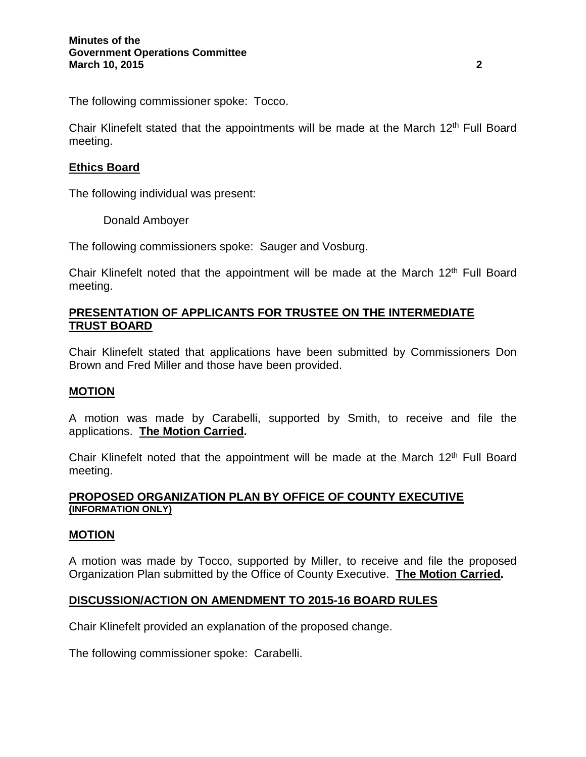The following commissioner spoke: Tocco.

Chair Klinefelt stated that the appointments will be made at the March 12th Full Board meeting.

## Ethics Board

The following individual was present:

Donald Amboyer

The following commissioners spoke: Sauger and Vosburg.

Chair Klinefelt noted that the appointment will be made at the March 12th Full Board meeting.

## PRESENTATION OF APPLICANTS FOR TRUSTEE ON THE INTERMEDIATE TRUST BOARD

Chair Klinefelt stated that applications have been submitted by Commissioners Don Brown and Fred Miller and those have been provided.

## MOTION

A motion was made by Carabelli, supported by Smith, to receive and file the applications. **The Motion Carried.**

Chair Klinefelt noted that the appointment will be made at the March 12th Full Board meeting.

## PROPOSED ORGANIZATION PLAN BY OFFICE OF COUNTY EXECUTIVE (INFORMATION ONLY)

## MOTION

A motion was made by Tocco, supported by Miller, to receive and file the proposed Organization Plan submitted by the Office of County Executive. **The Motion Carried.**

## DISCUSSION/ACTION ON AMENDMENT TO 2015-16 BOARD RULES

Chair Klinefelt provided an explanation of the proposed change.

The following commissioner spoke: Carabelli.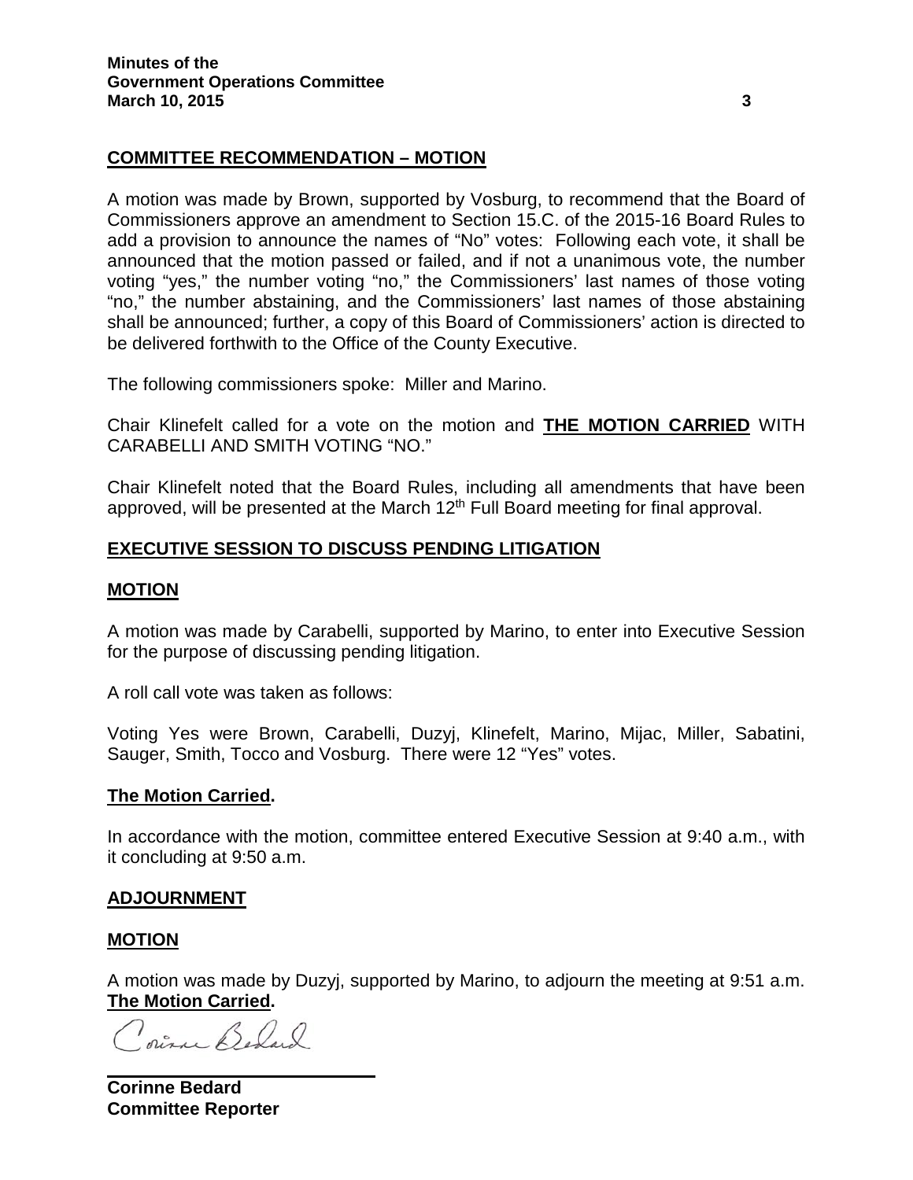**COMMITTEE RECOMMENDATION – MOTION**

A motion was made by Brown, supported by Vosburg, to recommend that the Board of Commissioners approve an amendment to Section 15.C. of the 2015-16 Board Rules to add a provision to announce the names of "No" votes: Following each vote, it shall be announced that the motion passed or failed, and if not a unanimous vote, the number voting "yes," the number voting "no," the Commissioners' last names of those voting "no," the number abstaining, and the Commissioners' last names of those abstaining shall be announced; further, a copy of this Board of Commissioners' action is directed to be delivered forthwith to the Office of the County Executive.

The following commissioners spoke: Miller and Marino.

Chair Klinefelt called for a vote on the motion and **THE MOTION CARRIED** WITH CARABELLI AND SMITH VOTING "NO."

Chair Klinefelt noted that the Board Rules, including all amendments that have been approved, will be presented at the March 12th Full Board meeting for final approval.

**EXECUTIVE SESSION TO DISCUSS PENDING LITIGATION**

**MOTION**

A motion was made by Carabelli, supported by Marino, to enter into Executive Session for the purpose of discussing pending litigation.

A roll call vote was taken as follows:

Voting Yes were Brown, Carabelli, Duzyj, Klinefelt, Marino, Mijac, Miller, Sabatini, Sauger, Smith, Tocco and Vosburg. There were 12 "Yes" votes.

**The Motion Carried.**

In accordance with the motion, committee entered Executive Session at 9:40 a.m., with it concluding at 9:50 a.m.

**ADJOURNMENT**

**MOTION**

A motion was made by Duzyj, supported by Marino, to adjourn the meeting at 9:51 a.m.
**The Motion Carried.**

Corinne Bedard

**Corinne Bedard**
**Committee Reporter**